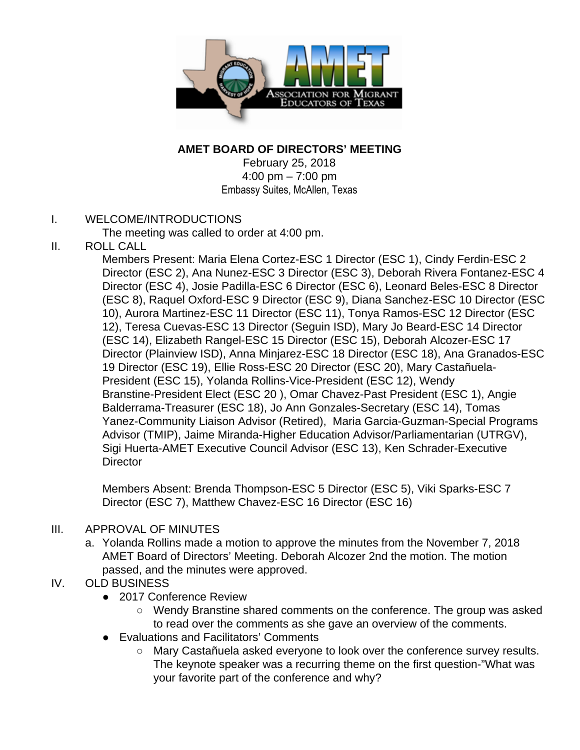# AMET BOARD OF DIRECTORS' MEETING

February 25, 2018
4:00 pm – 7:00 pm
Embassy Suites, McAllen, Texas

I. WELCOME/INTRODUCTIONS

The meeting was called to order at 4:00 pm.

II. ROLL CALL

Members Present: Maria Elena Cortez-ESC 1 Director (ESC 1), Cindy Ferdin-ESC 2 Director (ESC 2), Ana Nunez-ESC 3 Director (ESC 3), Deborah Rivera Fontanez-ESC 4 Director (ESC 4), Josie Padilla-ESC 6 Director (ESC 6), Leonard Beles-ESC 8 Director (ESC 8), Raquel Oxford-ESC 9 Director (ESC 9), Diana Sanchez-ESC 10 Director (ESC 10), Aurora Martinez-ESC 11 Director (ESC 11), Tonya Ramos-ESC 12 Director (ESC 12), Teresa Cuevas-ESC 13 Director (Seguin ISD), Mary Jo Beard-ESC 14 Director (ESC 14), Elizabeth Rangel-ESC 15 Director (ESC 15), Deborah Alcozer-ESC 17 Director (Plainview ISD), Anna Minjarez-ESC 18 Director (ESC 18), Ana Granados-ESC 19 Director (ESC 19), Ellie Ross-ESC 20 Director (ESC 20), Mary Castañuela-President (ESC 15), Yolanda Rollins-Vice-President (ESC 12), Wendy Branstine-President Elect (ESC 20 ), Omar Chavez-Past President (ESC 1), Angie Balderrama-Treasurer (ESC 18), Jo Ann Gonzales-Secretary (ESC 14), Tomas Yanez-Community Liaison Advisor (Retired), Maria Garcia-Guzman-Special Programs Advisor (TMIP), Jaime Miranda-Higher Education Advisor/Parliamentarian (UTRGV), Sigi Huerta-AMET Executive Council Advisor (ESC 13), Ken Schrader-Executive Director

Members Absent: Brenda Thompson-ESC 5 Director (ESC 5), Viki Sparks-ESC 7 Director (ESC 7), Matthew Chavez-ESC 16 Director (ESC 16)

III. APPROVAL OF MINUTES

a. Yolanda Rollins made a motion to approve the minutes from the November 7, 2018 AMET Board of Directors' Meeting. Deborah Alcozer 2nd the motion. The motion passed, and the minutes were approved.

IV. OLD BUSINESS

- 2017 Conference Review
  - Wendy Branstine shared comments on the conference. The group was asked to read over the comments as she gave an overview of the comments.
- Evaluations and Facilitators' Comments
  - Mary Castañuela asked everyone to look over the conference survey results. The keynote speaker was a recurring theme on the first question-"What was your favorite part of the conference and why?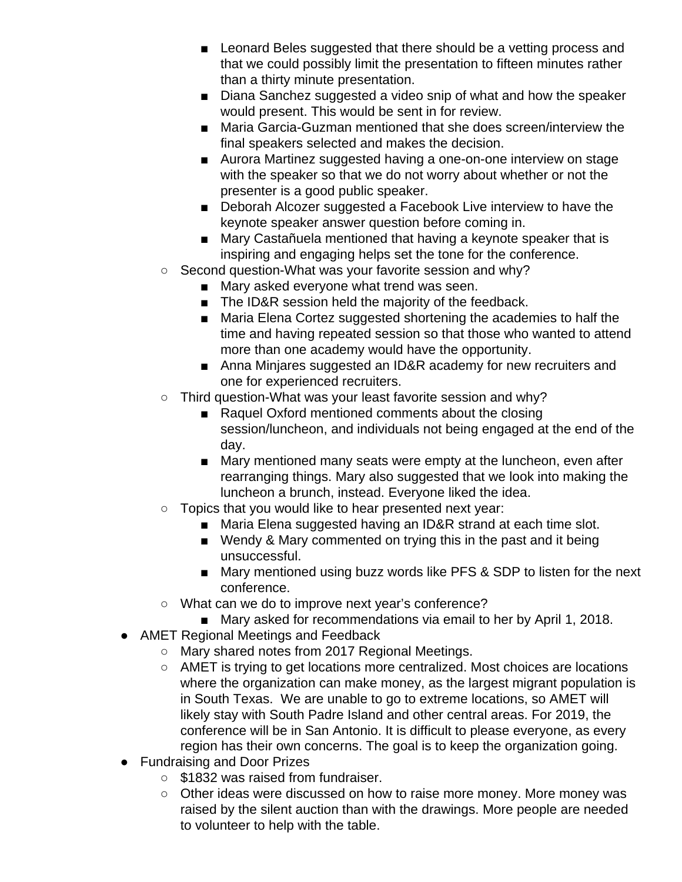- Leonard Beles suggested that there should be a vetting process and that we could possibly limit the presentation to fifteen minutes rather than a thirty minute presentation.
        - Diana Sanchez suggested a video snip of what and how the speaker would present. This would be sent in for review.
        - Maria Garcia-Guzman mentioned that she does screen/interview the final speakers selected and makes the decision.
        - Aurora Martinez suggested having a one-on-one interview on stage with the speaker so that we do not worry about whether or not the presenter is a good public speaker.
        - Deborah Alcozer suggested a Facebook Live interview to have the keynote speaker answer question before coming in.
        - Mary Castañuela mentioned that having a keynote speaker that is inspiring and engaging helps set the tone for the conference.
    - Second question-What was your favorite session and why?
        - Mary asked everyone what trend was seen.
        - The ID&R session held the majority of the feedback.
        - Maria Elena Cortez suggested shortening the academies to half the time and having repeated session so that those who wanted to attend more than one academy would have the opportunity.
        - Anna Minjares suggested an ID&R academy for new recruiters and one for experienced recruiters.
    - Third question-What was your least favorite session and why?
        - Raquel Oxford mentioned comments about the closing session/luncheon, and individuals not being engaged at the end of the day.
        - Mary mentioned many seats were empty at the luncheon, even after rearranging things. Mary also suggested that we look into making the luncheon a brunch, instead. Everyone liked the idea.
    - Topics that you would like to hear presented next year:
        - Maria Elena suggested having an ID&R strand at each time slot.
        - Wendy & Mary commented on trying this in the past and it being unsuccessful.
        - Mary mentioned using buzz words like PFS & SDP to listen for the next conference.
    - What can we do to improve next year's conference?
        - Mary asked for recommendations via email to her by April 1, 2018.
- AMET Regional Meetings and Feedback
    - Mary shared notes from 2017 Regional Meetings.
    - AMET is trying to get locations more centralized. Most choices are locations where the organization can make money, as the largest migrant population is in South Texas. We are unable to go to extreme locations, so AMET will likely stay with South Padre Island and other central areas. For 2019, the conference will be in San Antonio. It is difficult to please everyone, as every region has their own concerns. The goal is to keep the organization going.
- Fundraising and Door Prizes
    - $1832 was raised from fundraiser.
    - Other ideas were discussed on how to raise more money. More money was raised by the silent auction than with the drawings. More people are needed to volunteer to help with the table.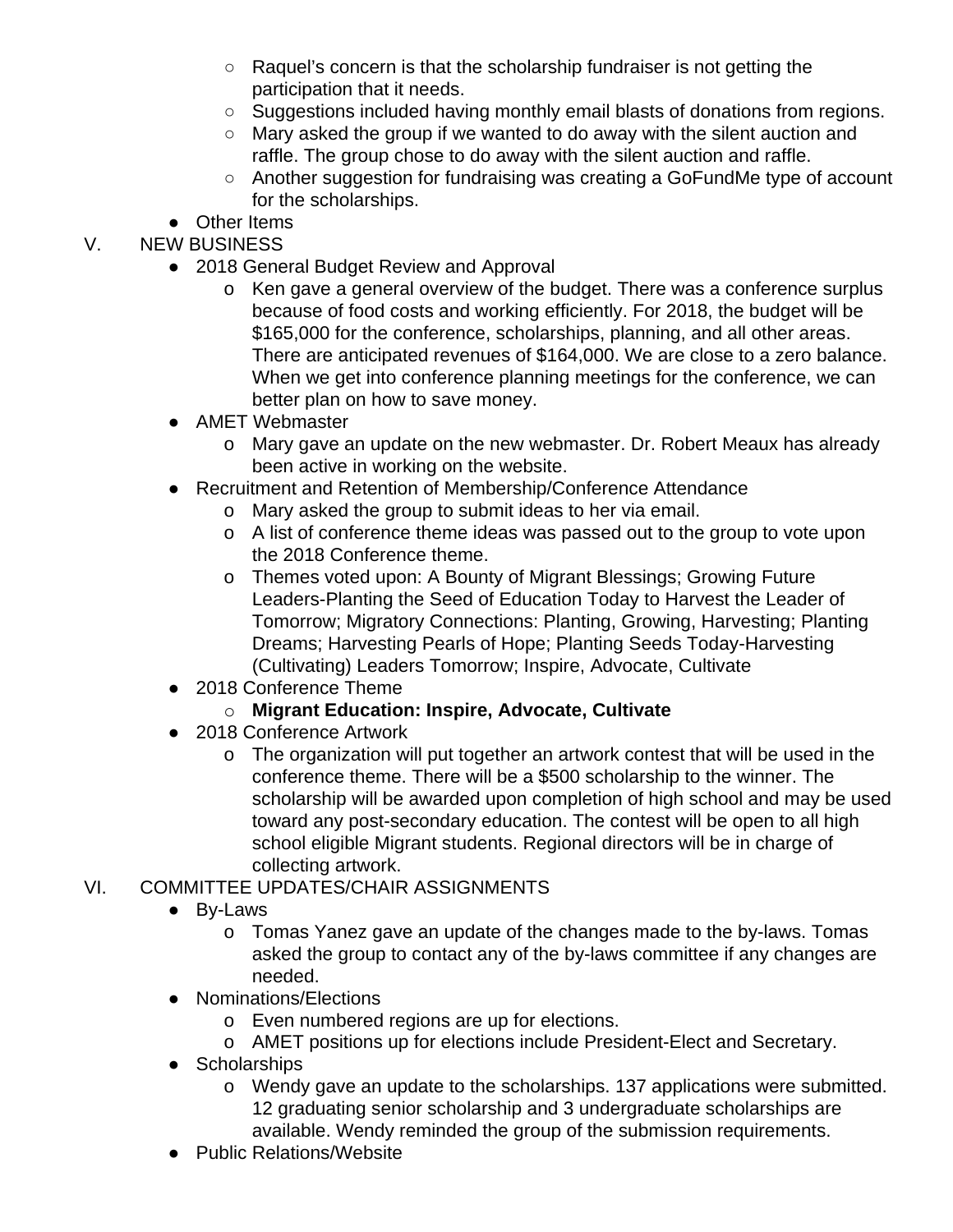- Raquel's concern is that the scholarship fundraiser is not getting the participation that it needs.
- Suggestions included having monthly email blasts of donations from regions.
- Mary asked the group if we wanted to do away with the silent auction and raffle. The group chose to do away with the silent auction and raffle.
- Another suggestion for fundraising was creating a GoFundMe type of account for the scholarships.

- Other Items

V. NEW BUSINESS

- 2018 General Budget Review and Approval
  - Ken gave a general overview of the budget. There was a conference surplus because of food costs and working efficiently. For 2018, the budget will be $165,000 for the conference, scholarships, planning, and all other areas. There are anticipated revenues of $164,000. We are close to a zero balance. When we get into conference planning meetings for the conference, we can better plan on how to save money.
- AMET Webmaster
  - Mary gave an update on the new webmaster. Dr. Robert Meaux has already been active in working on the website.
- Recruitment and Retention of Membership/Conference Attendance
  - Mary asked the group to submit ideas to her via email.
  - A list of conference theme ideas was passed out to the group to vote upon the 2018 Conference theme.
  - Themes voted upon: A Bounty of Migrant Blessings; Growing Future Leaders-Planting the Seed of Education Today to Harvest the Leader of Tomorrow; Migratory Connections: Planting, Growing, Harvesting; Planting Dreams; Harvesting Pearls of Hope; Planting Seeds Today-Harvesting (Cultivating) Leaders Tomorrow; Inspire, Advocate, Cultivate
- 2018 Conference Theme
  - **Migrant Education: Inspire, Advocate, Cultivate**
- 2018 Conference Artwork
  - The organization will put together an artwork contest that will be used in the conference theme. There will be a $500 scholarship to the winner. The scholarship will be awarded upon completion of high school and may be used toward any post-secondary education. The contest will be open to all high school eligible Migrant students. Regional directors will be in charge of collecting artwork.

VI. COMMITTEE UPDATES/CHAIR ASSIGNMENTS

- By-Laws
  - Tomas Yanez gave an update of the changes made to the by-laws. Tomas asked the group to contact any of the by-laws committee if any changes are needed.
- Nominations/Elections
  - Even numbered regions are up for elections.
  - AMET positions up for elections include President-Elect and Secretary.
- Scholarships
  - Wendy gave an update to the scholarships. 137 applications were submitted. 12 graduating senior scholarship and 3 undergraduate scholarships are available. Wendy reminded the group of the submission requirements.
- Public Relations/Website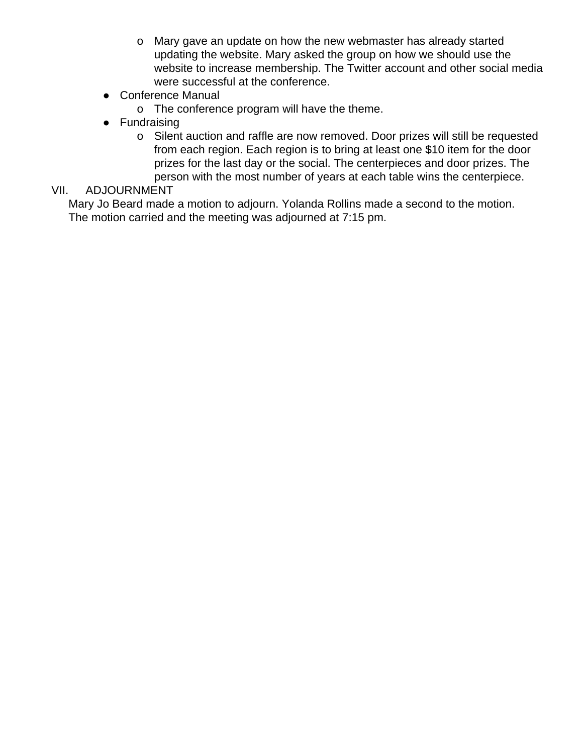- Mary gave an update on how the new webmaster has already started updating the website. Mary asked the group on how we should use the website to increase membership. The Twitter account and other social media were successful at the conference.
- Conference Manual
    - The conference program will have the theme.
- Fundraising
    - Silent auction and raffle are now removed. Door prizes will still be requested from each region. Each region is to bring at least one $10 item for the door prizes for the last day or the social. The centerpieces and door prizes. The person with the most number of years at each table wins the centerpiece.

VII. ADJOURNMENT

Mary Jo Beard made a motion to adjourn. Yolanda Rollins made a second to the motion. The motion carried and the meeting was adjourned at 7:15 pm.